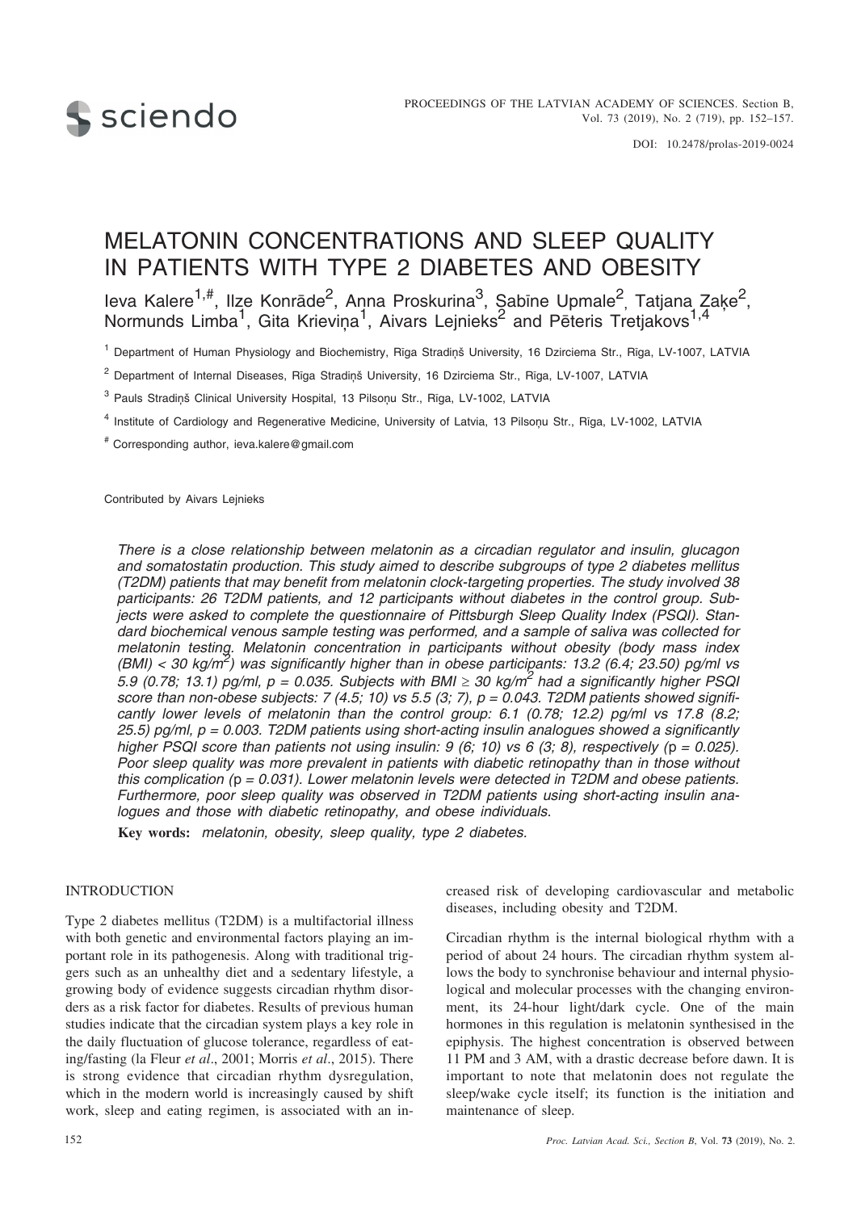# MELATONIN CONCENTRATIONS AND SLEEP QUALITY IN PATIENTS WITH TYPE 2 DIABETES AND OBESITY

Ieva Kalere[1,#], Ilze Konrāde[2], Anna Proskurina[3], Sabīne Upmale[2], Tatjana Zaķe[2], Normunds Limba[1], Gita Krieviņa[1], Aivars Lejnieks[2] and Pēteris Tretjakovs[1,4]

[1] Department of Human Physiology and Biochemistry, Rīga Stradiņš University, 16 Dzirciema Str., Rīga, LV-1007, LATVIA

[2] Department of Internal Diseases, Rīga Stradiņš University, 16 Dzirciema Str., Rīga, LV-1007, LATVIA

[3] Pauls Stradiņš Clinical University Hospital, 13 Pilsoņu Str., Rīga, LV-1002, LATVIA

[4] Institute of Cardiology and Regenerative Medicine, University of Latvia, 13 Pilsoņu Str., Rīga, LV-1002, LATVIA

[#] Corresponding author, ieva.kalere@gmail.com

Contributed by Aivars Lejnieks

*There is a close relationship between melatonin as a circadian regulator and insulin, glucagon and somatostatin production. This study aimed to describe subgroups of type 2 diabetes mellitus (T2DM) patients that may benefit from melatonin clock-targeting properties. The study involved 38 participants: 26 T2DM patients, and 12 participants without diabetes in the control group. Subjects were asked to complete the questionnaire of Pittsburgh Sleep Quality Index (PSQI). Standard biochemical venous sample testing was performed, and a sample of saliva was collected for melatonin testing. Melatonin concentration in participants without obesity (body mass index (BMI) < 30 kg/m$^2$) was significantly higher than in obese participants: 13.2 (6.4; 23.50) pg/ml vs 5.9 (0.78; 13.1) pg/ml, $p = 0.035$. Subjects with BMI $\geq$ 30 kg/m$^2$ had a significantly higher PSQI score than non-obese subjects: 7 (4.5; 10) vs 5.5 (3; 7), $p = 0.043$. T2DM patients showed significantly lower levels of melatonin than the control group: 6.1 (0.78; 12.2) pg/ml vs 17.8 (8.2; 25.5) pg/ml, $p = 0.003$. T2DM patients using short-acting insulin analogues showed a significantly higher PSQI score than patients not using insulin: 9 (6; 10) vs 6 (3; 8), respectively ($p = 0.025$). Poor sleep quality was more prevalent in patients with diabetic retinopathy than in those without this complication ($p = 0.031$). Lower melatonin levels were detected in T2DM and obese patients. Furthermore, poor sleep quality was observed in T2DM patients using short-acting insulin analogues and those with diabetic retinopathy, and obese individuals.*

**Key words:** *melatonin, obesity, sleep quality, type 2 diabetes.*

## INTRODUCTION

Type 2 diabetes mellitus (T2DM) is a multifactorial illness with both genetic and environmental factors playing an important role in its pathogenesis. Along with traditional triggers such as an unhealthy diet and a sedentary lifestyle, a growing body of evidence suggests circadian rhythm disorders as a risk factor for diabetes. Results of previous human studies indicate that the circadian system plays a key role in the daily fluctuation of glucose tolerance, regardless of eating/fasting (la Fleur *et al*., 2001; Morris *et al*., 2015). There is strong evidence that circadian rhythm dysregulation, which in the modern world is increasingly caused by shift work, sleep and eating regimen, is associated with an increased risk of developing cardiovascular and metabolic diseases, including obesity and T2DM.

Circadian rhythm is the internal biological rhythm with a period of about 24 hours. The circadian rhythm system allows the body to synchronise behaviour and internal physiological and molecular processes with the changing environment, its 24-hour light/dark cycle. One of the main hormones in this regulation is melatonin synthesised in the epiphysis. The highest concentration is observed between 11 PM and 3 AM, with a drastic decrease before dawn. It is important to note that melatonin does not regulate the sleep/wake cycle itself; its function is the initiation and maintenance of sleep.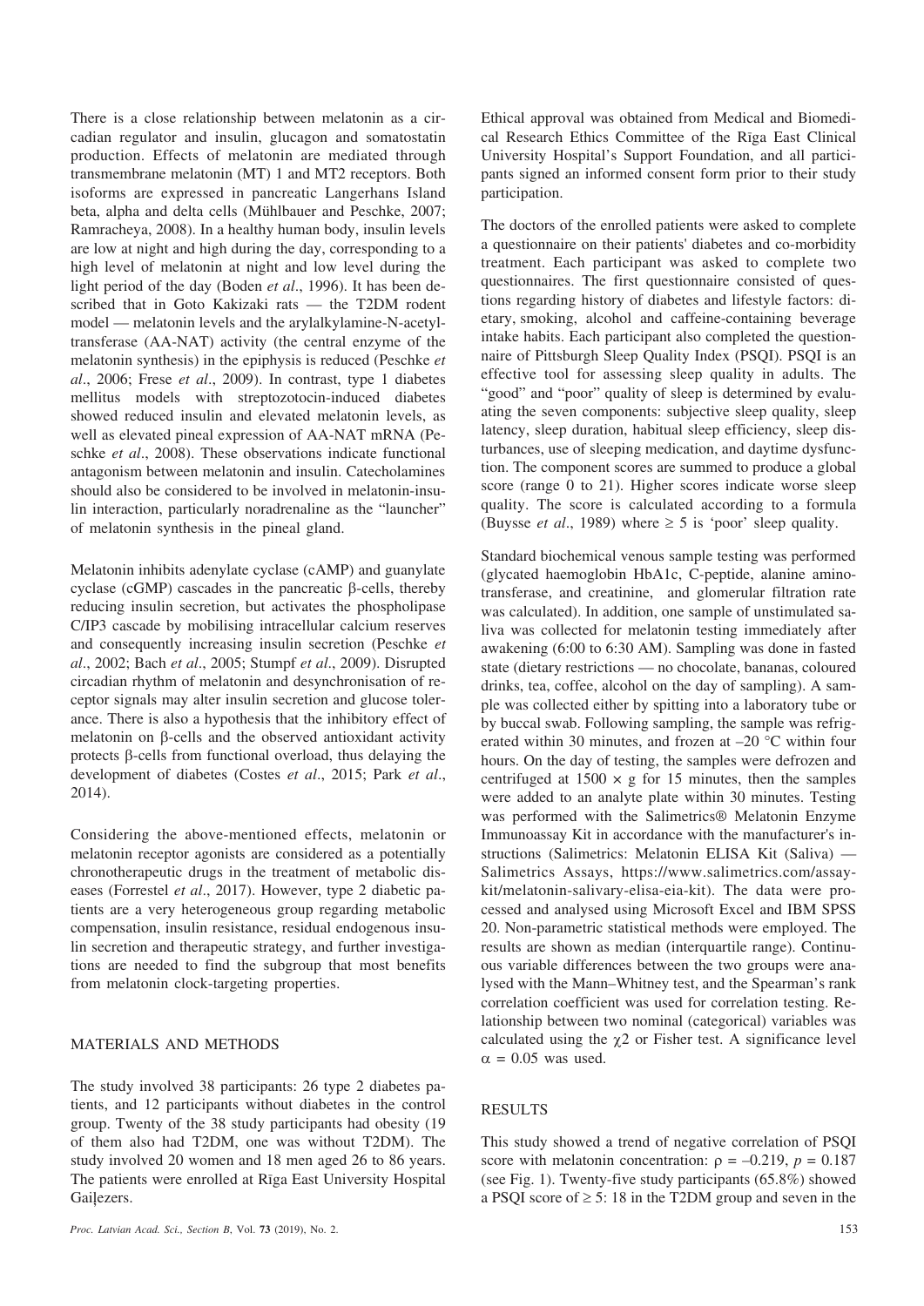There is a close relationship between melatonin as a circadian regulator and insulin, glucagon and somatostatin production. Effects of melatonin are mediated through transmembrane melatonin (MT) 1 and MT2 receptors. Both isoforms are expressed in pancreatic Langerhans Island beta, alpha and delta cells (Mühlbauer and Peschke, 2007; Ramracheya, 2008). In a healthy human body, insulin levels are low at night and high during the day, corresponding to a high level of melatonin at night and low level during the light period of the day (Boden *et al*., 1996). It has been described that in Goto Kakizaki rats — the T2DM rodent model — melatonin levels and the arylalkylamine-N-acetyltransferase (AA-NAT) activity (the central enzyme of the melatonin synthesis) in the epiphysis is reduced (Peschke *et al*., 2006; Frese *et al*., 2009). In contrast, type 1 diabetes mellitus models with streptozotocin-induced diabetes showed reduced insulin and elevated melatonin levels, as well as elevated pineal expression of AA-NAT mRNA (Peschke *et al*., 2008). These observations indicate functional antagonism between melatonin and insulin. Catecholamines should also be considered to be involved in melatonin-insulin interaction, particularly noradrenaline as the "launcher" of melatonin synthesis in the pineal gland.

Melatonin inhibits adenylate cyclase (cAMP) and guanylate cyclase (cGMP) cascades in the pancreatic β-cells, thereby reducing insulin secretion, but activates the phospholipase C/IP3 cascade by mobilising intracellular calcium reserves and consequently increasing insulin secretion (Peschke *et al*., 2002; Bach *et al*., 2005; Stumpf *et al*., 2009). Disrupted circadian rhythm of melatonin and desynchronisation of receptor signals may alter insulin secretion and glucose tolerance. There is also a hypothesis that the inhibitory effect of melatonin on β-cells and the observed antioxidant activity protects β-cells from functional overload, thus delaying the development of diabetes (Costes *et al*., 2015; Park *et al*., 2014).

Considering the above-mentioned effects, melatonin or melatonin receptor agonists are considered as a potentially chronotherapeutic drugs in the treatment of metabolic diseases (Forrestel *et al*., 2017). However, type 2 diabetic patients are a very heterogeneous group regarding metabolic compensation, insulin resistance, residual endogenous insulin secretion and therapeutic strategy, and further investigations are needed to find the subgroup that most benefits from melatonin clock-targeting properties.

## MATERIALS AND METHODS

The study involved 38 participants: 26 type 2 diabetes patients, and 12 participants without diabetes in the control group. Twenty of the 38 study participants had obesity (19 of them also had T2DM, one was without T2DM). The study involved 20 women and 18 men aged 26 to 86 years. The patients were enrolled at Rīga East University Hospital Gaiļezers.

Ethical approval was obtained from Medical and Biomedical Research Ethics Committee of the Rīga East Clinical University Hospital's Support Foundation, and all participants signed an informed consent form prior to their study participation.

The doctors of the enrolled patients were asked to complete a questionnaire on their patients' diabetes and co-morbidity treatment. Each participant was asked to complete two questionnaires. The first questionnaire consisted of questions regarding history of diabetes and lifestyle factors: dietary, smoking, alcohol and caffeine-containing beverage intake habits. Each participant also completed the questionnaire of Pittsburgh Sleep Quality Index (PSQI). PSQI is an effective tool for assessing sleep quality in adults. The "good" and "poor" quality of sleep is determined by evaluating the seven components: subjective sleep quality, sleep latency, sleep duration, habitual sleep efficiency, sleep disturbances, use of sleeping medication, and daytime dysfunction. The component scores are summed to produce a global score (range 0 to 21). Higher scores indicate worse sleep quality. The score is calculated according to a formula (Buysse *et al*., 1989) where $\geq 5$ is 'poor' sleep quality.

Standard biochemical venous sample testing was performed (glycated haemoglobin HbA1c, C-peptide, alanine aminotransferase, and creatinine, and glomerular filtration rate was calculated). In addition, one sample of unstimulated saliva was collected for melatonin testing immediately after awakening (6:00 to 6:30 AM). Sampling was done in fasted state (dietary restrictions — no chocolate, bananas, coloured drinks, tea, coffee, alcohol on the day of sampling). A sample was collected either by spitting into a laboratory tube or by buccal swab. Following sampling, the sample was refrigerated within 30 minutes, and frozen at –20 °C within four hours. On the day of testing, the samples were defrozen and centrifuged at $1500 \times g$ for 15 minutes, then the samples were added to an analyte plate within 30 minutes. Testing was performed with the Salimetrics® Melatonin Enzyme Immunoassay Kit in accordance with the manufacturer's instructions (Salimetrics: Melatonin ELISA Kit (Saliva) — Salimetrics Assays, https://www.salimetrics.com/assay-kit/melatonin-salivary-elisa-eia-kit). The data were processed and analysed using Microsoft Excel and IBM SPSS 20. Non-parametric statistical methods were employed. The results are shown as median (interquartile range). Continuous variable differences between the two groups were analysed with the Mann–Whitney test, and the Spearman's rank correlation coefficient was used for correlation testing. Relationship between two nominal (categorical) variables was calculated using the $\chi 2$ or Fisher test. A significance level $\alpha = 0.05$ was used.

## RESULTS

This study showed a trend of negative correlation of PSQI score with melatonin concentration: $\rho = -0.219$, $p = 0.187$ (see Fig. 1). Twenty-five study participants (65.8%) showed a PSQI score of $\geq 5$: 18 in the T2DM group and seven in the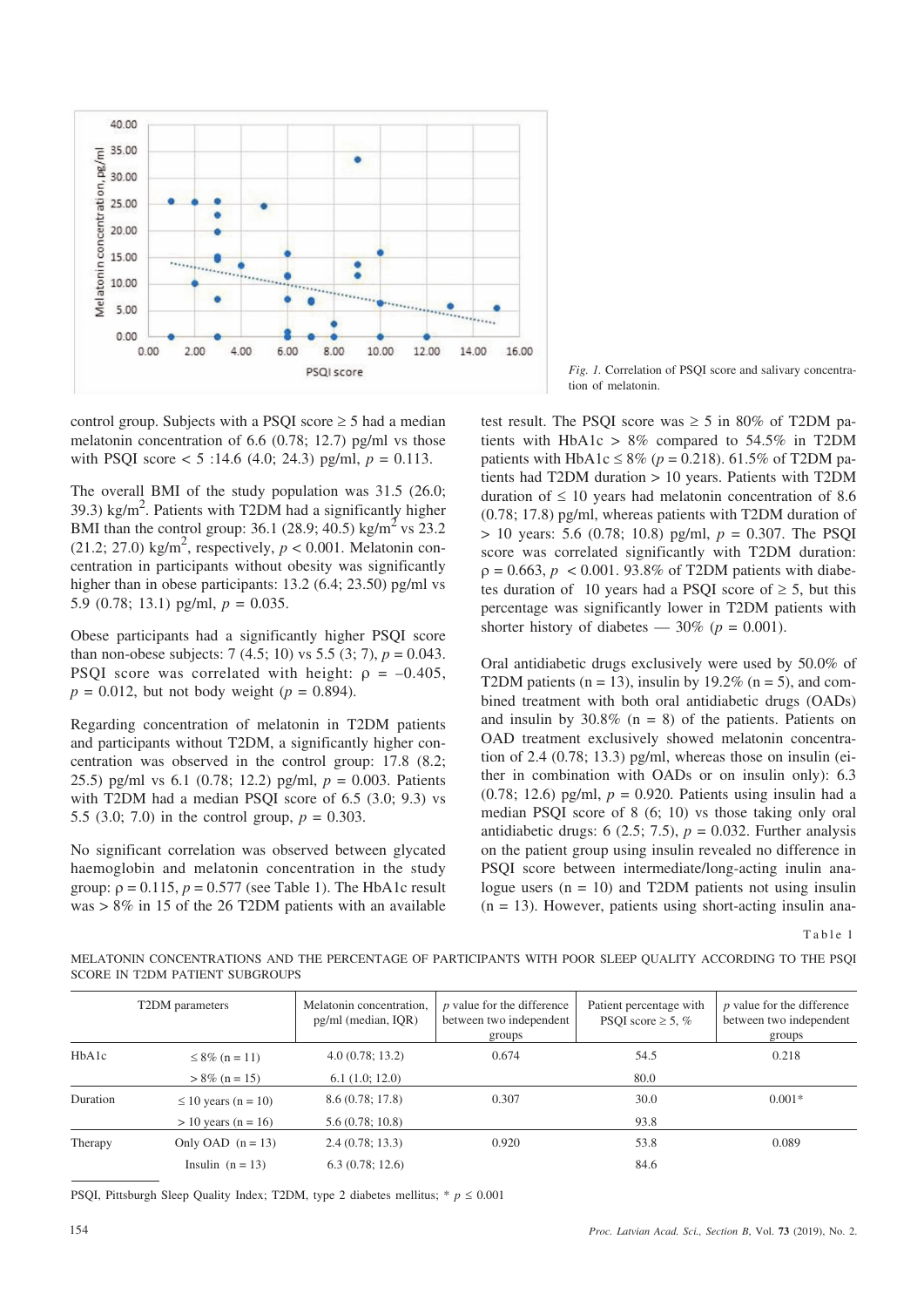Fig. 1. Correlation of PSQI score and salivary concentration of melatonin.

control group. Subjects with a PSQI score ≥ 5 had a median melatonin concentration of 6.6 (0.78; 12.7) pg/ml vs those with PSQI score < 5 :14.6 (4.0; 24.3) pg/ml, $p = 0.113$.

The overall BMI of the study population was 31.5 (26.0; 39.3) kg/m$^2$. Patients with T2DM had a significantly higher BMI than the control group: 36.1 (28.9; 40.5) kg/m$^2$ vs 23.2 (21.2; 27.0) kg/m$^2$, respectively, $p < 0.001$. Melatonin concentration in participants without obesity was significantly higher than in obese participants: 13.2 (6.4; 23.50) pg/ml vs 5.9 (0.78; 13.1) pg/ml, $p = 0.035$.

Obese participants had a significantly higher PSQI score than non-obese subjects: 7 (4.5; 10) vs 5.5 (3; 7), $p = 0.043$. PSQI score was correlated with height: $\rho = -0.405$, $p = 0.012$, but not body weight ($p = 0.894$).

Regarding concentration of melatonin in T2DM patients and participants without T2DM, a significantly higher concentration was observed in the control group: 17.8 (8.2; 25.5) pg/ml vs 6.1 (0.78; 12.2) pg/ml, $p = 0.003$. Patients with T2DM had a median PSQI score of 6.5 (3.0; 9.3) vs 5.5 (3.0; 7.0) in the control group, $p = 0.303$.

No significant correlation was observed between glycated haemoglobin and melatonin concentration in the study group: $\rho = 0.115$, $p = 0.577$ (see Table 1). The HbA1c result was > 8% in 15 of the 26 T2DM patients with an available test result. The PSQI score was ≥ 5 in 80% of T2DM patients with HbA1c > 8% compared to 54.5% in T2DM patients with HbA1c ≤ 8% ($p = 0.218$). 61.5% of T2DM patients had T2DM duration > 10 years. Patients with T2DM duration of ≤ 10 years had melatonin concentration of 8.6 (0.78; 17.8) pg/ml, whereas patients with T2DM duration of > 10 years: 5.6 (0.78; 10.8) pg/ml, $p = 0.307$. The PSQI score was correlated significantly with T2DM duration: $\rho = 0.663$, $p < 0.001$. 93.8% of T2DM patients with diabetes duration of 10 years had a PSQI score of ≥ 5, but this percentage was significantly lower in T2DM patients with shorter history of diabetes — 30% ($p = 0.001$).

Oral antidiabetic drugs exclusively were used by 50.0% of T2DM patients (n = 13), insulin by 19.2% (n = 5), and combined treatment with both oral antidiabetic drugs (OADs) and insulin by 30.8% (n = 8) of the patients. Patients on OAD treatment exclusively showed melatonin concentration of 2.4 (0.78; 13.3) pg/ml, whereas those on insulin (either in combination with OADs or on insulin only): 6.3 (0.78; 12.6) pg/ml, $p = 0.920$. Patients using insulin had a median PSQI score of 8 (6; 10) vs those taking only oral antidiabetic drugs: 6 (2.5; 7.5), $p = 0.032$. Further analysis on the patient group using insulin revealed no difference in PSQI score between intermediate/long-acting inulin analogue users (n = 10) and T2DM patients not using insulin (n = 13). However, patients using short-acting insulin ana-

Table 1

MELATONIN CONCENTRATIONS AND THE PERCENTAGE OF PARTICIPANTS WITH POOR SLEEP QUALITY ACCORDING TO THE PSQI SCORE IN T2DM PATIENT SUBGROUPS

| T2DM parameters | | Melatonin concentration, pg/ml (median, IQR) | $p$ value for the difference between two independent groups | Patient percentage with PSQI score ≥ 5, % | $p$ value for the difference between two independent groups |
|---|---|---|---|---|---|
| HbA1c | ≤ 8% (n = 11) | 4.0 (0.78; 13.2) | 0.674 | 54.5 | 0.218 |
| | > 8% (n = 15) | 6.1 (1.0; 12.0) | | 80.0 | |
| Duration | ≤ 10 years (n = 10) | 8.6 (0.78; 17.8) | 0.307 | 30.0 | 0.001* |
| | > 10 years (n = 16) | 5.6 (0.78; 10.8) | | 93.8 | |
| Therapy | Only OAD (n = 13) | 2.4 (0.78; 13.3) | 0.920 | 53.8 | 0.089 |
| | Insulin (n = 13) | 6.3 (0.78; 12.6) | | 84.6 | |

PSQI, Pittsburgh Sleep Quality Index; T2DM, type 2 diabetes mellitus; * $p \leq 0.001$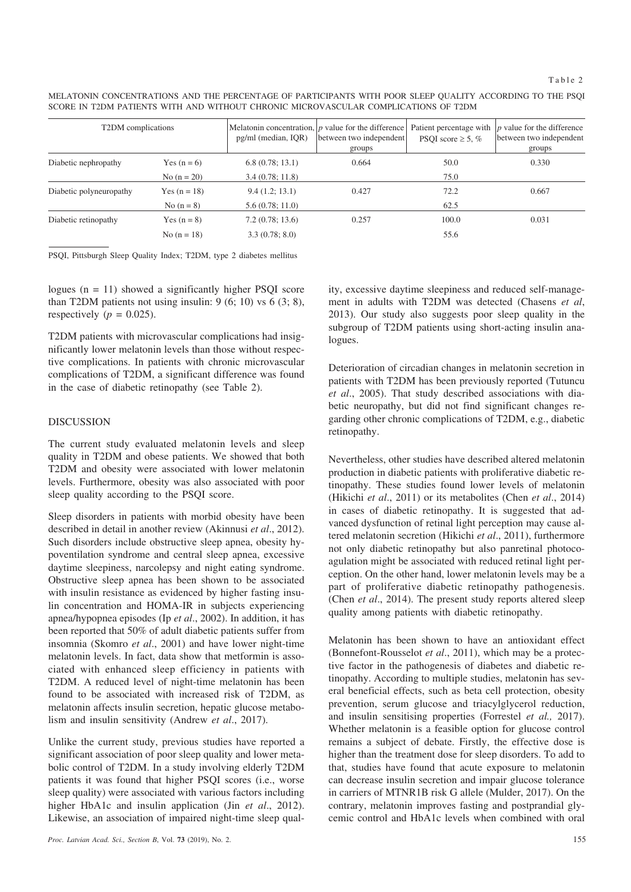Table 2

MELATONIN CONCENTRATIONS AND THE PERCENTAGE OF PARTICIPANTS WITH POOR SLEEP QUALITY ACCORDING TO THE PSQI SCORE IN T2DM PATIENTS WITH AND WITHOUT CHRONIC MICROVASCULAR COMPLICATIONS OF T2DM

| T2DM complications | | Melatonin concentration, pg/ml (median, IQR) | $p$ value for the difference between two independent groups | Patient percentage with PSQI score ≥ 5, % | $p$ value for the difference between two independent groups |
|---|---|---|---|---|---|
| Diabetic nephropathy | Yes (n = 6) | 6.8 (0.78; 13.1) | 0.664 | 50.0 | 0.330 |
| | No (n = 20) | 3.4 (0.78; 11.8) | | 75.0 | |
| Diabetic polyneuropathy | Yes (n = 18) | 9.4 (1.2; 13.1) | 0.427 | 72.2 | 0.667 |
| | No (n = 8) | 5.6 (0.78; 11.0) | | 62.5 | |
| Diabetic retinopathy | Yes (n = 8) | 7.2 (0.78; 13.6) | 0.257 | 100.0 | 0.031 |
| | No (n = 18) | 3.3 (0.78; 8.0) | | 55.6 | |

PSQI, Pittsburgh Sleep Quality Index; T2DM, type 2 diabetes mellitus

logues (n = 11) showed a significantly higher PSQI score than T2DM patients not using insulin: 9 (6; 10) vs 6 (3; 8), respectively ($p = 0.025$).

T2DM patients with microvascular complications had insignificantly lower melatonin levels than those without respective complications. In patients with chronic microvascular complications of T2DM, a significant difference was found in the case of diabetic retinopathy (see Table 2).

## DISCUSSION

The current study evaluated melatonin levels and sleep quality in T2DM and obese patients. We showed that both T2DM and obesity were associated with lower melatonin levels. Furthermore, obesity was also associated with poor sleep quality according to the PSQI score.

Sleep disorders in patients with morbid obesity have been described in detail in another review (Akinnusi *et al*., 2012). Such disorders include obstructive sleep apnea, obesity hypoventilation syndrome and central sleep apnea, excessive daytime sleepiness, narcolepsy and night eating syndrome. Obstructive sleep apnea has been shown to be associated with insulin resistance as evidenced by higher fasting insulin concentration and HOMA-IR in subjects experiencing apnea/hypopnea episodes (Ip *et al*., 2002). In addition, it has been reported that 50% of adult diabetic patients suffer from insomnia (Skomro *et al*., 2001) and have lower night-time melatonin levels. In fact, data show that metformin is associated with enhanced sleep efficiency in patients with T2DM. A reduced level of night-time melatonin has been found to be associated with increased risk of T2DM, as melatonin affects insulin secretion, hepatic glucose metabolism and insulin sensitivity (Andrew *et al*., 2017).

Unlike the current study, previous studies have reported a significant association of poor sleep quality and lower metabolic control of T2DM. In a study involving elderly T2DM patients it was found that higher PSQI scores (i.e., worse sleep quality) were associated with various factors including higher HbA1c and insulin application (Jin *et al*., 2012). Likewise, an association of impaired night-time sleep quality, excessive daytime sleepiness and reduced self-management in adults with T2DM was detected (Chasens *et al*, 2013). Our study also suggests poor sleep quality in the subgroup of T2DM patients using short-acting insulin analogues.

Deterioration of circadian changes in melatonin secretion in patients with T2DM has been previously reported (Tutuncu *et al*., 2005). That study described associations with diabetic neuropathy, but did not find significant changes regarding other chronic complications of T2DM, e.g., diabetic retinopathy.

Nevertheless, other studies have described altered melatonin production in diabetic patients with proliferative diabetic retinopathy. These studies found lower levels of melatonin (Hikichi *et al*., 2011) or its metabolites (Chen *et al*., 2014) in cases of diabetic retinopathy. It is suggested that advanced dysfunction of retinal light perception may cause altered melatonin secretion (Hikichi *et al*., 2011), furthermore not only diabetic retinopathy but also panretinal photocoagulation might be associated with reduced retinal light perception. On the other hand, lower melatonin levels may be a part of proliferative diabetic retinopathy pathogenesis. (Chen *et al*., 2014). The present study reports altered sleep quality among patients with diabetic retinopathy.

Melatonin has been shown to have an antioxidant effect (Bonnefont-Rousselot *et al*., 2011), which may be a protective factor in the pathogenesis of diabetes and diabetic retinopathy. According to multiple studies, melatonin has several beneficial effects, such as beta cell protection, obesity prevention, serum glucose and triacylglycerol reduction, and insulin sensitising properties (Forrestel *et al.,* 2017). Whether melatonin is a feasible option for glucose control remains a subject of debate. Firstly, the effective dose is higher than the treatment dose for sleep disorders. To add to that, studies have found that acute exposure to melatonin can decrease insulin secretion and impair glucose tolerance in carriers of MTNR1B risk G allele (Mulder, 2017). On the contrary, melatonin improves fasting and postprandial glycemic control and HbA1c levels when combined with oral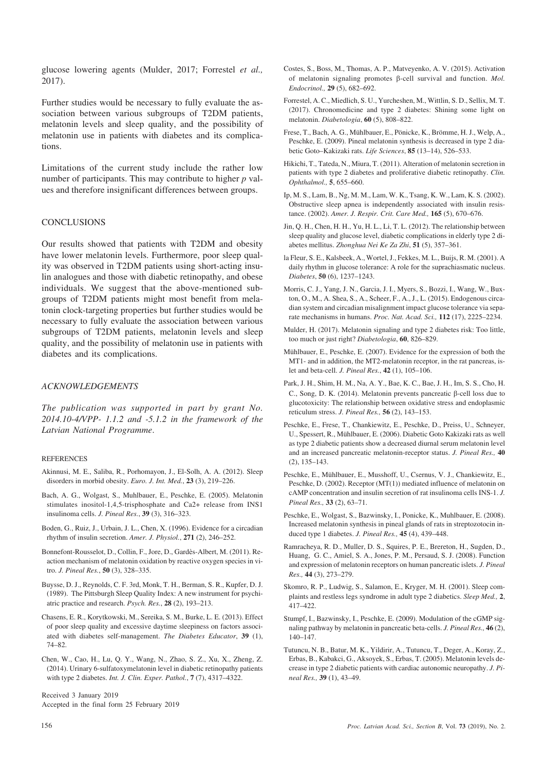glucose lowering agents (Mulder, 2017; Forrestel *et al.,* 2017).

Further studies would be necessary to fully evaluate the association between various subgroups of T2DM patients, melatonin levels and sleep quality, and the possibility of melatonin use in patients with diabetes and its complications.

Limitations of the current study include the rather low number of participants. This may contribute to higher *p* values and therefore insignificant differences between groups.

## CONCLUSIONS

Our results showed that patients with T2DM and obesity have lower melatonin levels. Furthermore, poor sleep quality was observed in T2DM patients using short-acting insulin analogues and those with diabetic retinopathy, and obese individuals. We suggest that the above-mentioned subgroups of T2DM patients might most benefit from melatonin clock-targeting properties but further studies would be necessary to fully evaluate the association between various subgroups of T2DM patients, melatonin levels and sleep quality, and the possibility of melatonin use in patients with diabetes and its complications.

## *ACKNOWLEDGEMENTS*

*The publication was supported in part by grant No. 2014.10-4/VPP- 1.1.2 and -5.1.2 in the framework of the Latvian National Programme.*

## REFERENCES

Akinnusi, M. E., Saliba, R., Porhomayon, J., El-Solh, A. A. (2012). Sleep disorders in morbid obesity. *Euro. J. Int. Med.*, **23** (3), 219–226.

Bach, A. G., Wolgast, S., Muhlbauer, E., Peschke, E. (2005). Melatonin stimulates inositol-1,4,5-trisphosphate and Ca2+ release from INS1 insulinoma cells. *J. Pineal Res.*, **39** (3), 316–323.

Boden, G., Ruiz, J., Urbain, J. L., Chen, X. (1996). Evidence for a circadian rhythm of insulin secretion. *Amer. J. Physiol.*, **271** (2), 246–252.

Bonnefont-Rousselot, D., Collin, F., Jore, D., Gardès-Albert, M. (2011). Reaction mechanism of melatonin oxidation by reactive oxygen species in vitro. *J. Pineal Res.*, **50** (3), 328–335.

Buysse, D. J., Reynolds, C. F. 3rd, Monk, T. H., Berman, S. R., Kupfer, D. J. (1989). The Pittsburgh Sleep Quality Index: A new instrument for psychiatric practice and research. *Psych. Res.*, **28** (2), 193–213.

Chasens, E. R., Korytkowski, M., Sereika, S. M., Burke, L. E. (2013). Effect of poor sleep quality and excessive daytime sleepiness on factors associated with diabetes self-management. *The Diabetes Educator*, **39** (1), 74–82.

Chen, W., Cao, H., Lu, Q. Y., Wang, N., Zhao, S. Z., Xu, X., Zheng, Z. (2014). Urinary 6-sulfatoxymelatonin level in diabetic retinopathy patients with type 2 diabetes. *Int. J. Clin. Exper. Pathol.*, **7** (7), 4317–4322.

Costes, S., Boss, M., Thomas, A. P., Matveyenko, A. V. (2015). Activation of melatonin signaling promotes β-cell survival and function. *Mol. Endocrinol.,* **29** (5), 682–692.

Forrestel, A. C., Miedlich, S. U., Yurcheshen, M., Wittlin, S. D., Sellix, M. T. (2017). Chronomedicine and type 2 diabetes: Shining some light on melatonin. *Diabetologia*, **60** (5), 808–822.

Frese, T., Bach, A. G., Mühlbauer, E., Pönicke, K., Brömme, H. J., Welp, A., Peschke, E. (2009). Pineal melatonin synthesis is decreased in type 2 diabetic Goto–Kakizaki rats. *Life Sciences*, **85** (13–14), 526–533.

Hikichi, T., Tateda, N., Miura, T. (2011). Alteration of melatonin secretion in patients with type 2 diabetes and proliferative diabetic retinopathy. *Clin. Ophthalmol.,* **5**, 655–660.

Ip, M. S., Lam, B., Ng, M. M., Lam, W. K., Tsang, K. W., Lam, K. S. (2002). Obstructive sleep apnea is independently associated with insulin resistance. (2002). *Amer. J. Respir. Crit. Care Med.,* **165** (5), 670–676.

Jin, Q. H., Chen, H. H., Yu, H. L., Li, T. L. (2012). The relationship between sleep quality and glucose level, diabetic complications in elderly type 2 diabetes mellitus. *Zhonghua Nei Ke Za Zhi*, **51** (5), 357–361.

la Fleur, S. E., Kalsbeek, A., Wortel, J., Fekkes, M. L., Buijs, R. M. (2001). A daily rhythm in glucose tolerance: A role for the suprachiasmatic nucleus. *Diabetes*, **50** (6), 1237–1243.

Morris, C. J., Yang, J. N., Garcia, J. I., Myers, S., Bozzi, I., Wang, W., Buxton, O., M., A. Shea, S., A., Scheer, F., A., J., L. (2015). Endogenous circadian system and circadian misalignment impact glucose tolerance via separate mechanisms in humans. *Proc. Nat. Acad. Sci.,* **112** (17), 2225–2234.

Mulder, H. (2017). Melatonin signaling and type 2 diabetes risk: Too little, too much or just right? *Diabetologia*, **60**, 826–829.

Mühlbauer, E., Peschke, E. (2007). Evidence for the expression of both the MT1- and in addition, the MT2-melatonin receptor, in the rat pancreas, islet and beta-cell. *J. Pineal Res.*, **42** (1), 105–106.

Park, J. H., Shim, H. M., Na, A. Y., Bae, K. C., Bae, J. H., Im, S. S., Cho, H. C., Song, D. K. (2014). Melatonin prevents pancreatic β-cell loss due to glucotoxicity: The relationship between oxidative stress and endoplasmic reticulum stress. *J. Pineal Res.,* **56** (2), 143–153.

Peschke, E., Frese, T., Chankiewitz, E., Peschke, D., Preiss, U., Schneyer, U., Spessert, R., Mühlbauer, E. (2006). Diabetic Goto Kakizaki rats as well as type 2 diabetic patients show a decreased diurnal serum melatonin level and an increased pancreatic melatonin-receptor status. *J. Pineal Res.,* **40** (2), 135–143.

Peschke, E., Mühlbauer, E., Musshoff, U., Csernus, V. J., Chankiewitz, E., Peschke, D. (2002). Receptor (MT(1)) mediated influence of melatonin on cAMP concentration and insulin secretion of rat insulinoma cells INS-1. *J. Pineal Res.,* **33** (2), 63–71.

Peschke, E., Wolgast, S., Bazwinsky, I., Ponicke, K., Muhlbauer, E. (2008). Increased melatonin synthesis in pineal glands of rats in streptozotocin induced type 1 diabetes. *J. Pineal Res.,* **45** (4), 439–448.

Ramracheya, R. D., Muller, D. S., Squires, P. E., Brereton, H., Sugden, D., Huang, G. C., Amiel, S. A., Jones, P. M., Persaud, S. J. (2008). Function and expression of melatonin receptors on human pancreatic islets. *J. Pineal Res.,* **44** (3), 273–279.

Skomro, R. P., Ludwig, S., Salamon, E., Kryger, M. H. (2001). Sleep complaints and restless legs syndrome in adult type 2 diabetics. *Sleep Med.,* **2**, 417–422.

Stumpf, I., Bazwinsky, I., Peschke, E. (2009). Modulation of the cGMP signaling pathway by melatonin in pancreatic beta-cells. *J. Pineal Res.,* **46** (2), 140–147.

Tutuncu, N. B., Batur, M. K., Yildirir, A., Tutuncu, T., Deger, A., Koray, Z., Erbas, B., Kabakci, G., Aksoyek, S., Erbas, T. (2005). Melatonin levels decrease in type 2 diabetic patients with cardiac autonomic neuropathy. *J. Pineal Res.,* **39** (1), 43–49.

Received 3 January 2019
Accepted in the final form 25 February 2019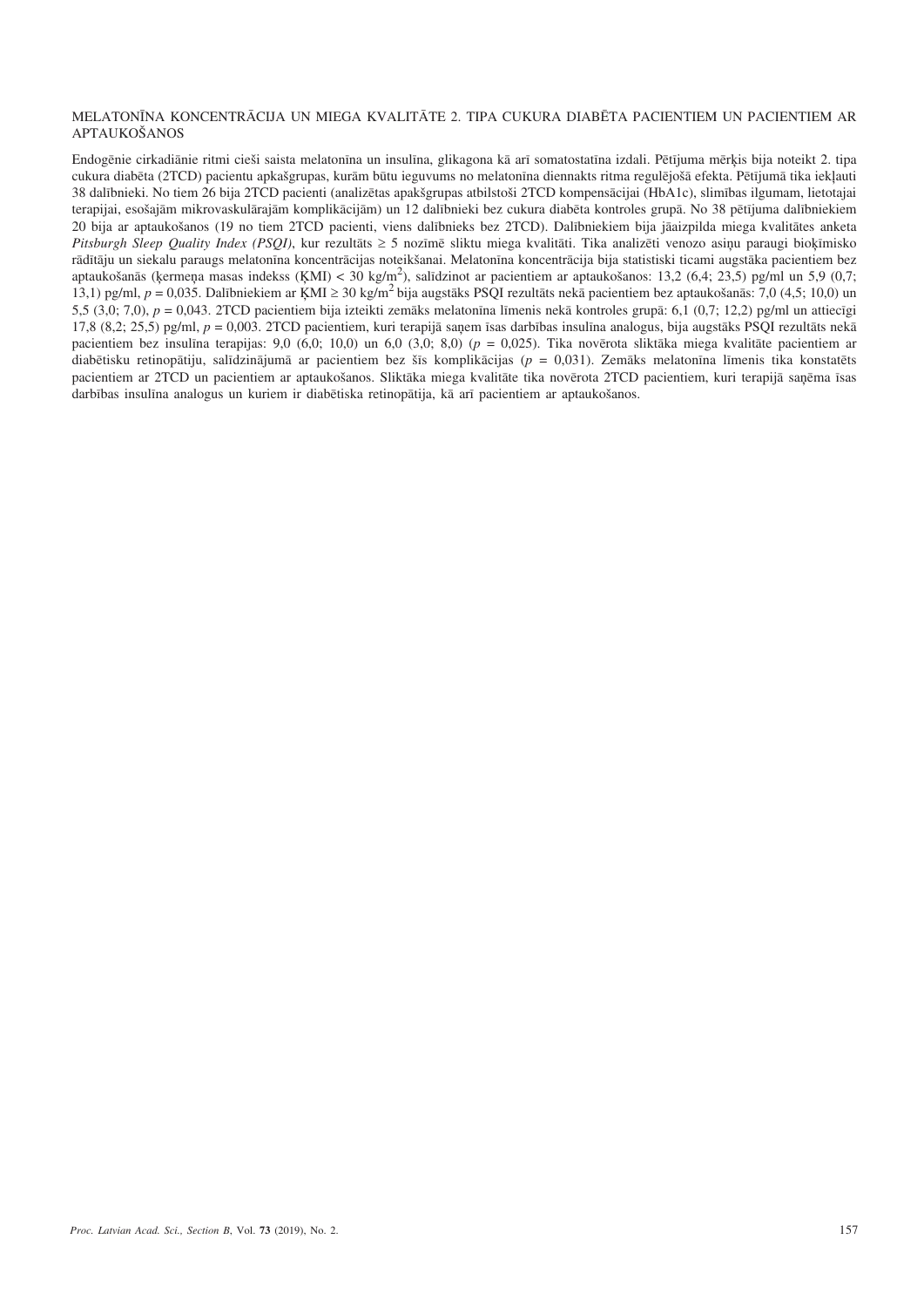# MELATONĪNA KONCENTRĀCIJA UN MIEGA KVALITĀTE 2. TIPA CUKURA DIABĒTA PACIENTIEM UN PACIENTIEM AR APTAUKOŠANOS

Endogēnie cirkadiānie ritmi cieši saista melatonīna un insulīna, glikagona kā arī somatostatīna izdali. Pētījuma mērķis bija noteikt 2. tipa cukura diabēta (2TCD) pacientu apkašgrupas, kurām būtu ieguvums no melatonīna diennakts ritma regulējošā efekta. Pētījumā tika iekļauti 38 dalībnieki. No tiem 26 bija 2TCD pacienti (analizētas apakšgrupas atbilstoši 2TCD kompensācijai (HbA1c), slimības ilgumam, lietotajai terapijai, esošajām mikrovaskulārajām komplikācijām) un 12 dalībnieki bez cukura diabēta kontroles grupā. No 38 pētījuma dalībniekiem 20 bija ar aptaukošanos (19 no tiem 2TCD pacienti, viens dalībnieks bez 2TCD). Dalībniekiem bija jāaizpilda miega kvalitātes anketa *Pitsburgh Sleep Quality Index (PSQI)*, kur rezultāts ≥ 5 nozīmē sliktu miega kvalitāti. Tika analizēti venozo asiņu paraugi bioķīmisko rādītāju un siekalu paraugs melatonīna koncentrācijas noteikšanai. Melatonīna koncentrācija bija statistiski ticami augstāka pacientiem bez aptaukošanās (ķermeņa masas indekss (ĶMI) < 30 kg/m$^2$), salīdzinot ar pacientiem ar aptaukošanos: 13,2 (6,4; 23,5) pg/ml un 5,9 (0,7; 13,1) pg/ml, $p = 0{,}035$. Dalībniekiem ar ĶMI ≥ 30 kg/m$^2$ bija augstāks PSQI rezultāts nekā pacientiem bez aptaukošanās: 7,0 (4,5; 10,0) un 5,5 (3,0; 7,0), $p = 0{,}043$. 2TCD pacientiem bija izteikti zemāks melatonīna līmenis nekā kontroles grupā: 6,1 (0,7; 12,2) pg/ml un attiecīgi 17,8 (8,2; 25,5) pg/ml, $p = 0{,}003$. 2TCD pacientiem, kuri terapijā saņem īsas darbības insulīna analogus, bija augstāks PSQI rezultāts nekā pacientiem bez insulīna terapijas: 9,0 (6,0; 10,0) un 6,0 (3,0; 8,0) ($p = 0{,}025$). Tika novērota sliktāka miega kvalitāte pacientiem ar diabētisku retinopātiju, salīdzinājumā ar pacientiem bez šīs komplikācijas ($p = 0{,}031$). Zemāks melatonīna līmenis tika konstatēts pacientiem ar 2TCD un pacientiem ar aptaukošanos. Sliktāka miega kvalitāte tika novērota 2TCD pacientiem, kuri terapijā saņēma īsas darbības insulīna analogus un kuriem ir diabētiska retinopātija, kā arī pacientiem ar aptaukošanos.